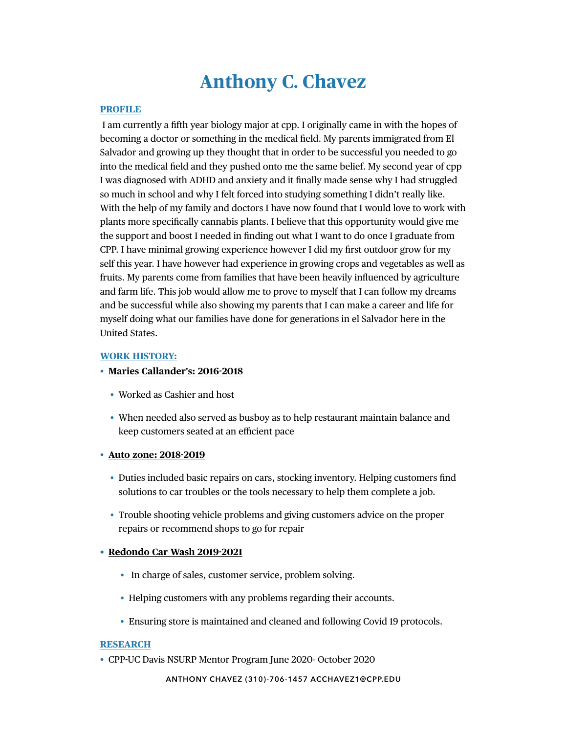# Anthony C. Chavez

## PROFILE

I am currently a fifth year biology major at cpp. I originally came in with the hopes of becoming a doctor or something in the medical field. My parents immigrated from El Salvador and growing up they thought that in order to be successful you needed to go into the medical field and they pushed onto me the same belief. My second year of cpp I was diagnosed with ADHD and anxiety and it finally made sense why I had struggled so much in school and why I felt forced into studying something I didn't really like. With the help of my family and doctors I have now found that I would love to work with plants more specifically cannabis plants. I believe that this opportunity would give me the support and boost I needed in finding out what I want to do once I graduate from CPP. I have minimal growing experience however I did my first outdoor grow for my self this year. I have however had experience in growing crops and vegetables as well as fruits. My parents come from families that have been heavily influenced by agriculture and farm life. This job would allow me to prove to myself that I can follow my dreams and be successful while also showing my parents that I can make a career and life for myself doing what our families have done for generations in el Salvador here in the United States.

## WORK HISTORY:

- **Maries Callander's: 2016-2018**
  - Worked as Cashier and host
  - When needed also served as busboy as to help restaurant maintain balance and keep customers seated at an efficient pace
- **Auto zone: 2018-2019**
  - Duties included basic repairs on cars, stocking inventory. Helping customers find solutions to car troubles or the tools necessary to help them complete a job.
  - Trouble shooting vehicle problems and giving customers advice on the proper repairs or recommend shops to go for repair
- **Redondo Car Wash 2019-2021**
  - In charge of sales, customer service, problem solving.
  - Helping customers with any problems regarding their accounts.
  - Ensuring store is maintained and cleaned and following Covid 19 protocols.

## RESEARCH

- CPP-UC Davis NSURP Mentor Program June 2020- October 2020

ANTHONY CHAVEZ (310)-706-1457 ACCHAVEZ1@CPP.EDU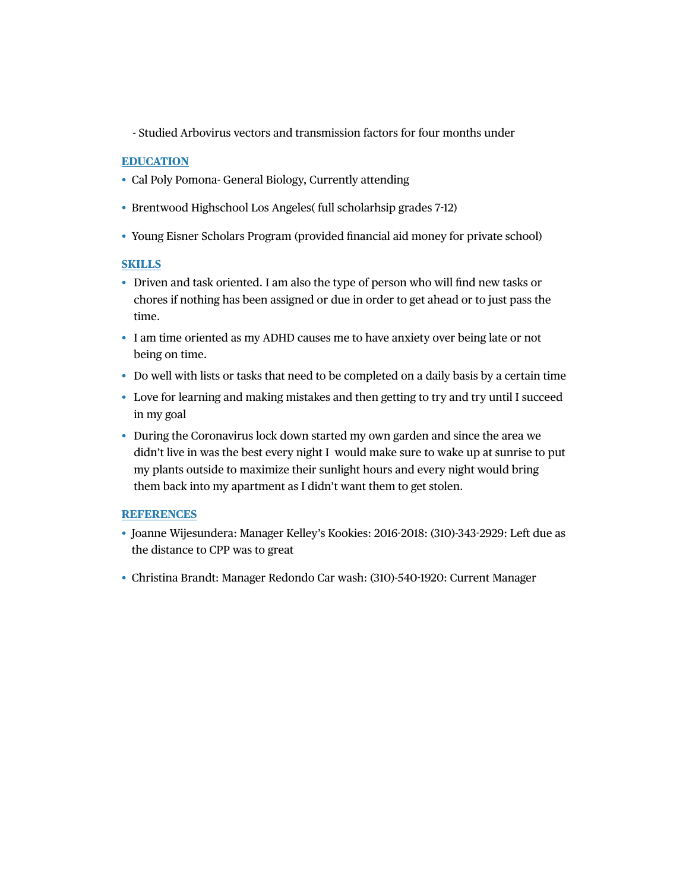- Studied Arbovirus vectors and transmission factors for four months under

## EDUCATION

- Cal Poly Pomona- General Biology, Currently attending
- Brentwood Highschool Los Angeles( full scholarhsip grades 7-12)
- Young Eisner Scholars Program (provided financial aid money for private school)

## SKILLS

- Driven and task oriented. I am also the type of person who will find new tasks or chores if nothing has been assigned or due in order to get ahead or to just pass the time.
- I am time oriented as my ADHD causes me to have anxiety over being late or not being on time.
- Do well with lists or tasks that need to be completed on a daily basis by a certain time
- Love for learning and making mistakes and then getting to try and try until I succeed in my goal
- During the Coronavirus lock down started my own garden and since the area we didn't live in was the best every night I  would make sure to wake up at sunrise to put my plants outside to maximize their sunlight hours and every night would bring them back into my apartment as I didn't want them to get stolen.

## REFERENCES

- Joanne Wijesundera: Manager Kelley's Kookies: 2016-2018: (310)-343-2929: Left due as the distance to CPP was to great
- Christina Brandt: Manager Redondo Car wash: (310)-540-1920: Current Manager